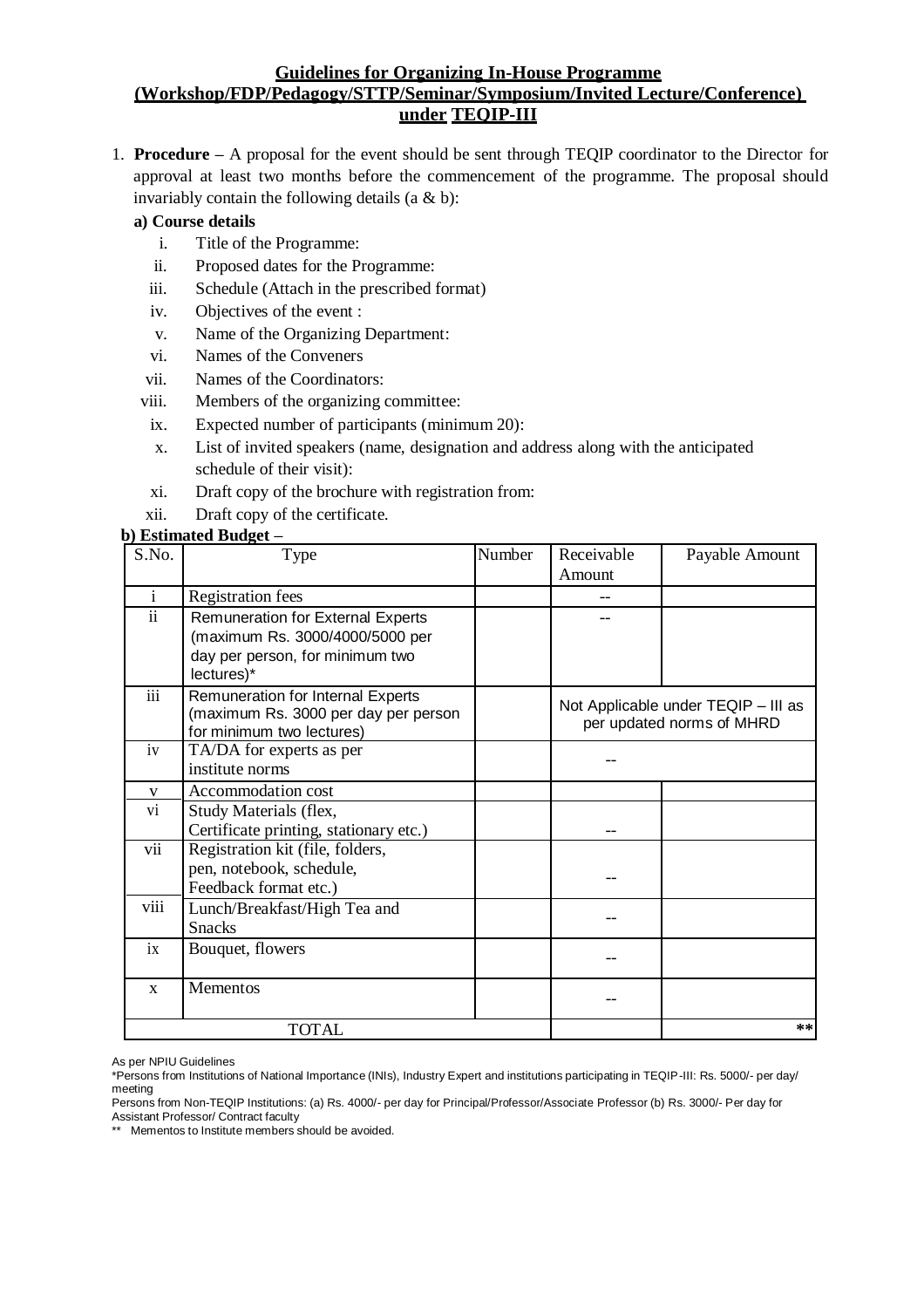## Guidelines for Organizing In-House Programme (Workshop/FDP/Pedagogy/STTP/Seminar/Symposium/Invited Lecture/Conference) under TEQIP-III

1. **Procedure –** A proposal for the event should be sent through TEQIP coordinator to the Director for approval at least two months before the commencement of the programme. The proposal should invariably contain the following details (a & b):

   **a) Course details**

   i. Title of the Programme:
   ii. Proposed dates for the Programme:
   iii. Schedule (Attach in the prescribed format)
   iv. Objectives of the event :
   v. Name of the Organizing Department:
   vi. Names of the Conveners
   vii. Names of the Coordinators:
   viii. Members of the organizing committee:
   ix. Expected number of participants (minimum 20):
   x. List of invited speakers (name, designation and address along with the anticipated schedule of their visit):
   xi. Draft copy of the brochure with registration from:
   xii. Draft copy of the certificate.

   **b) Estimated Budget –**

| S.No. | Type | Number | Receivable Amount | Payable Amount |
|---|---|---|---|---|
| i | Registration fees | | -- | |
| ii | Remuneration for External Experts (maximum Rs. 3000/4000/5000 per day per person, for minimum two lectures)* | | -- | |
| iii | Remuneration for Internal Experts (maximum Rs. 3000 per day per person for minimum two lectures) | | Not Applicable under TEQIP – III as per updated norms of MHRD | |
| iv | TA/DA for experts as per institute norms | | -- | |
| v | Accommodation cost | | | |
| vi | Study Materials (flex, Certificate printing, stationary etc.) | | -- | |
| vii | Registration kit (file, folders, pen, notebook, schedule, Feedback format etc.) | | -- | |
| viii | Lunch/Breakfast/High Tea and Snacks | | -- | |
| ix | Bouquet, flowers | | -- | |
| x | Mementos | | -- | |
| | TOTAL | | | ** |

As per NPIU Guidelines

*Persons from Institutions of National Importance (INIs), Industry Expert and institutions participating in TEQIP-III: Rs. 5000/- per day/ meeting

Persons from Non-TEQIP Institutions: (a) Rs. 4000/- per day for Principal/Professor/Associate Professor (b) Rs. 3000/- Per day for Assistant Professor/ Contract faculty

** Mementos to Institute members should be avoided.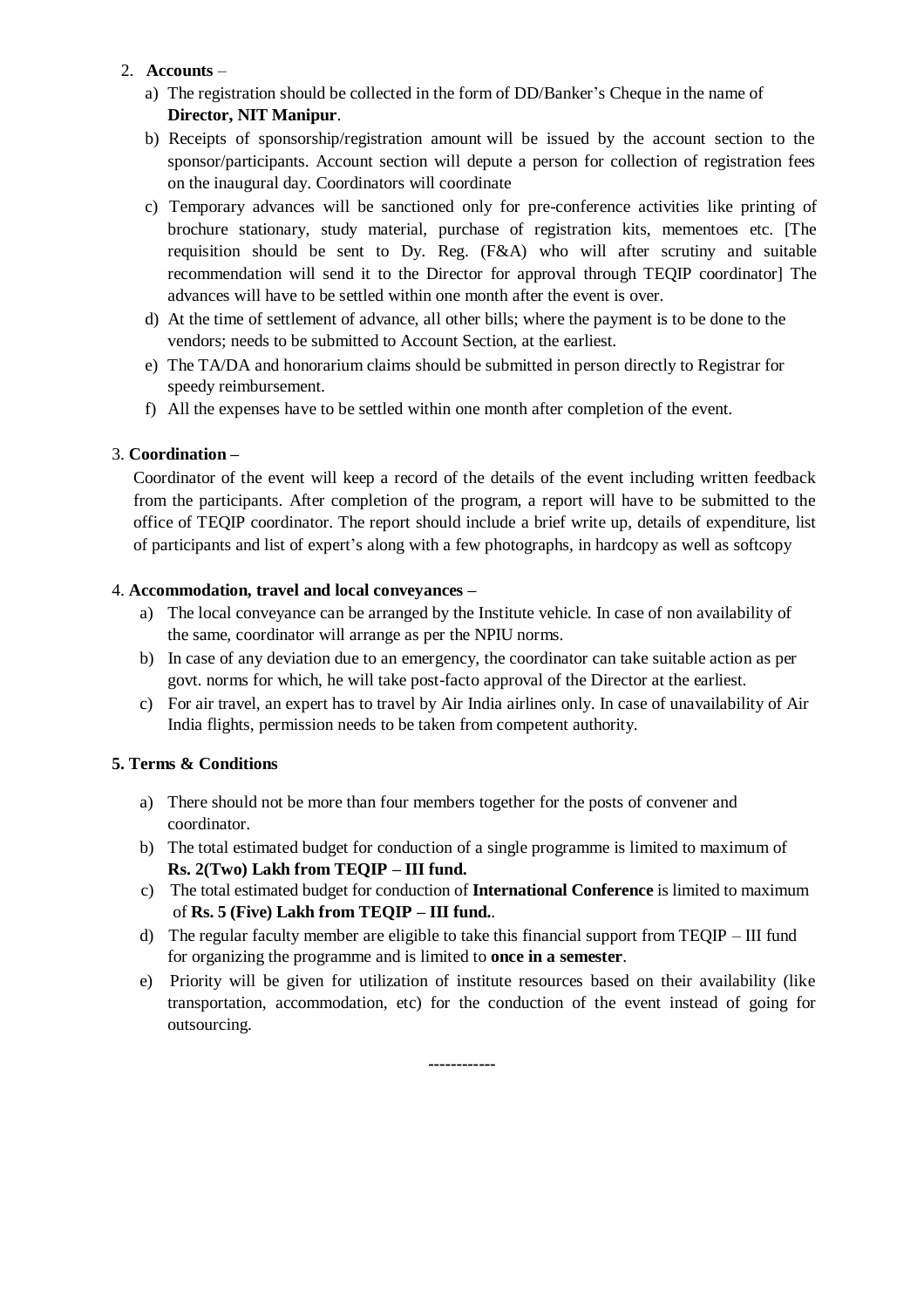2. **Accounts** –
   a) The registration should be collected in the form of DD/Banker's Cheque in the name of **Director, NIT Manipur**.
   b) Receipts of sponsorship/registration amount will be issued by the account section to the sponsor/participants. Account section will depute a person for collection of registration fees on the inaugural day. Coordinators will coordinate
   c) Temporary advances will be sanctioned only for pre-conference activities like printing of brochure stationary, study material, purchase of registration kits, mementoes etc. [The requisition should be sent to Dy. Reg. (F&A) who will after scrutiny and suitable recommendation will send it to the Director for approval through TEQIP coordinator] The advances will have to be settled within one month after the event is over.
   d) At the time of settlement of advance, all other bills; where the payment is to be done to the vendors; needs to be submitted to Account Section, at the earliest.
   e) The TA/DA and honorarium claims should be submitted in person directly to Registrar for speedy reimbursement.
   f) All the expenses have to be settled within one month after completion of the event.

3. **Coordination –**

   Coordinator of the event will keep a record of the details of the event including written feedback from the participants. After completion of the program, a report will have to be submitted to the office of TEQIP coordinator. The report should include a brief write up, details of expenditure, list of participants and list of expert's along with a few photographs, in hardcopy as well as softcopy

4. **Accommodation, travel and local conveyances –**
   a) The local conveyance can be arranged by the Institute vehicle. In case of non availability of the same, coordinator will arrange as per the NPIU norms.
   b) In case of any deviation due to an emergency, the coordinator can take suitable action as per govt. norms for which, he will take post-facto approval of the Director at the earliest.
   c) For air travel, an expert has to travel by Air India airlines only. In case of unavailability of Air India flights, permission needs to be taken from competent authority.

**5. Terms & Conditions**

   a) There should not be more than four members together for the posts of convener and coordinator.
   b) The total estimated budget for conduction of a single programme is limited to maximum of **Rs. 2(Two) Lakh from TEQIP – III fund.**
   c) The total estimated budget for conduction of **International Conference** is limited to maximum of **Rs. 5 (Five) Lakh from TEQIP – III fund.**.
   d) The regular faculty member are eligible to take this financial support from TEQIP – III fund for organizing the programme and is limited to **once in a semester**.
   e) Priority will be given for utilization of institute resources based on their availability (like transportation, accommodation, etc) for the conduction of the event instead of going for outsourcing.

------------